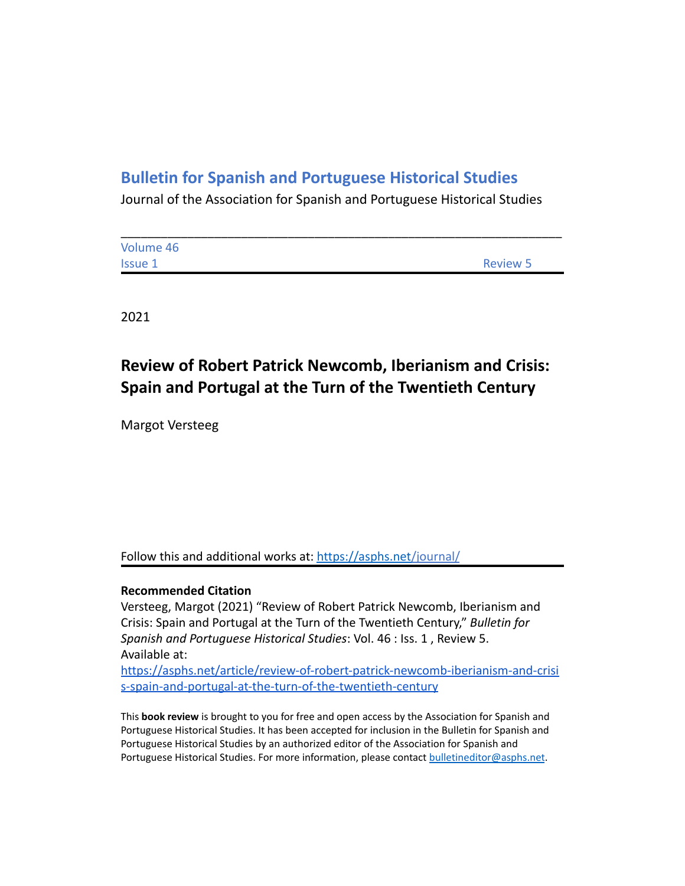## Bulletin for Spanish and Portuguese Historical Studies

Journal of the Association for Spanish and Portuguese Historical Studies

---

Volume 46
Issue 1 | Review 5

2021

# Review of Robert Patrick Newcomb, Iberianism and Crisis: Spain and Portugal at the Turn of the Twentieth Century

Margot Versteeg

Follow this and additional works at: https://asphs.net/journal/

**Recommended Citation**

Versteeg, Margot (2021) "Review of Robert Patrick Newcomb, Iberianism and Crisis: Spain and Portugal at the Turn of the Twentieth Century," *Bulletin for Spanish and Portuguese Historical Studies*: Vol. 46 : Iss. 1 , Review 5.
Available at:
https://asphs.net/article/review-of-robert-patrick-newcomb-iberianism-and-crisis-spain-and-portugal-at-the-turn-of-the-twentieth-century

This **book review** is brought to you for free and open access by the Association for Spanish and Portuguese Historical Studies. It has been accepted for inclusion in the Bulletin for Spanish and Portuguese Historical Studies by an authorized editor of the Association for Spanish and Portuguese Historical Studies. For more information, please contact bulletineditor@asphs.net.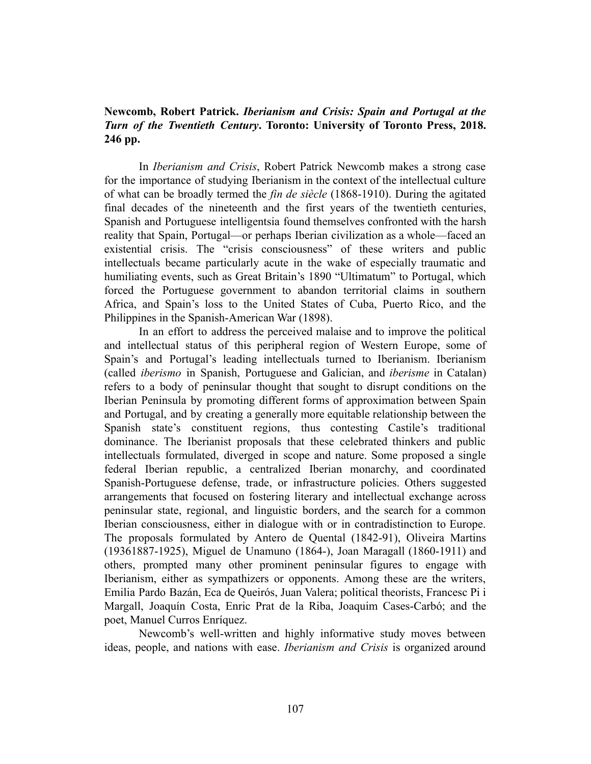**Newcomb, Robert Patrick. *Iberianism and Crisis: Spain and Portugal at the Turn of the Twentieth Century*. Toronto: University of Toronto Press, 2018. 246 pp.**

In *Iberianism and Crisis*, Robert Patrick Newcomb makes a strong case for the importance of studying Iberianism in the context of the intellectual culture of what can be broadly termed the *fin de siècle* (1868-1910). During the agitated final decades of the nineteenth and the first years of the twentieth centuries, Spanish and Portuguese intelligentsia found themselves confronted with the harsh reality that Spain, Portugal—or perhaps Iberian civilization as a whole—faced an existential crisis. The "crisis consciousness" of these writers and public intellectuals became particularly acute in the wake of especially traumatic and humiliating events, such as Great Britain's 1890 "Ultimatum" to Portugal, which forced the Portuguese government to abandon territorial claims in southern Africa, and Spain's loss to the United States of Cuba, Puerto Rico, and the Philippines in the Spanish-American War (1898).

In an effort to address the perceived malaise and to improve the political and intellectual status of this peripheral region of Western Europe, some of Spain's and Portugal's leading intellectuals turned to Iberianism. Iberianism (called *iberismo* in Spanish, Portuguese and Galician, and *iberisme* in Catalan) refers to a body of peninsular thought that sought to disrupt conditions on the Iberian Peninsula by promoting different forms of approximation between Spain and Portugal, and by creating a generally more equitable relationship between the Spanish state's constituent regions, thus contesting Castile's traditional dominance. The Iberianist proposals that these celebrated thinkers and public intellectuals formulated, diverged in scope and nature. Some proposed a single federal Iberian republic, a centralized Iberian monarchy, and coordinated Spanish-Portuguese defense, trade, or infrastructure policies. Others suggested arrangements that focused on fostering literary and intellectual exchange across peninsular state, regional, and linguistic borders, and the search for a common Iberian consciousness, either in dialogue with or in contradistinction to Europe. The proposals formulated by Antero de Quental (1842-91), Oliveira Martins (19361887-1925), Miguel de Unamuno (1864-), Joan Maragall (1860-1911) and others, prompted many other prominent peninsular figures to engage with Iberianism, either as sympathizers or opponents. Among these are the writers, Emilia Pardo Bazán, Eca de Queirós, Juan Valera; political theorists, Francesc Pi i Margall, Joaquín Costa, Enric Prat de la Riba, Joaquim Cases-Carbó; and the poet, Manuel Curros Enríquez.

Newcomb's well-written and highly informative study moves between ideas, people, and nations with ease. *Iberianism and Crisis* is organized around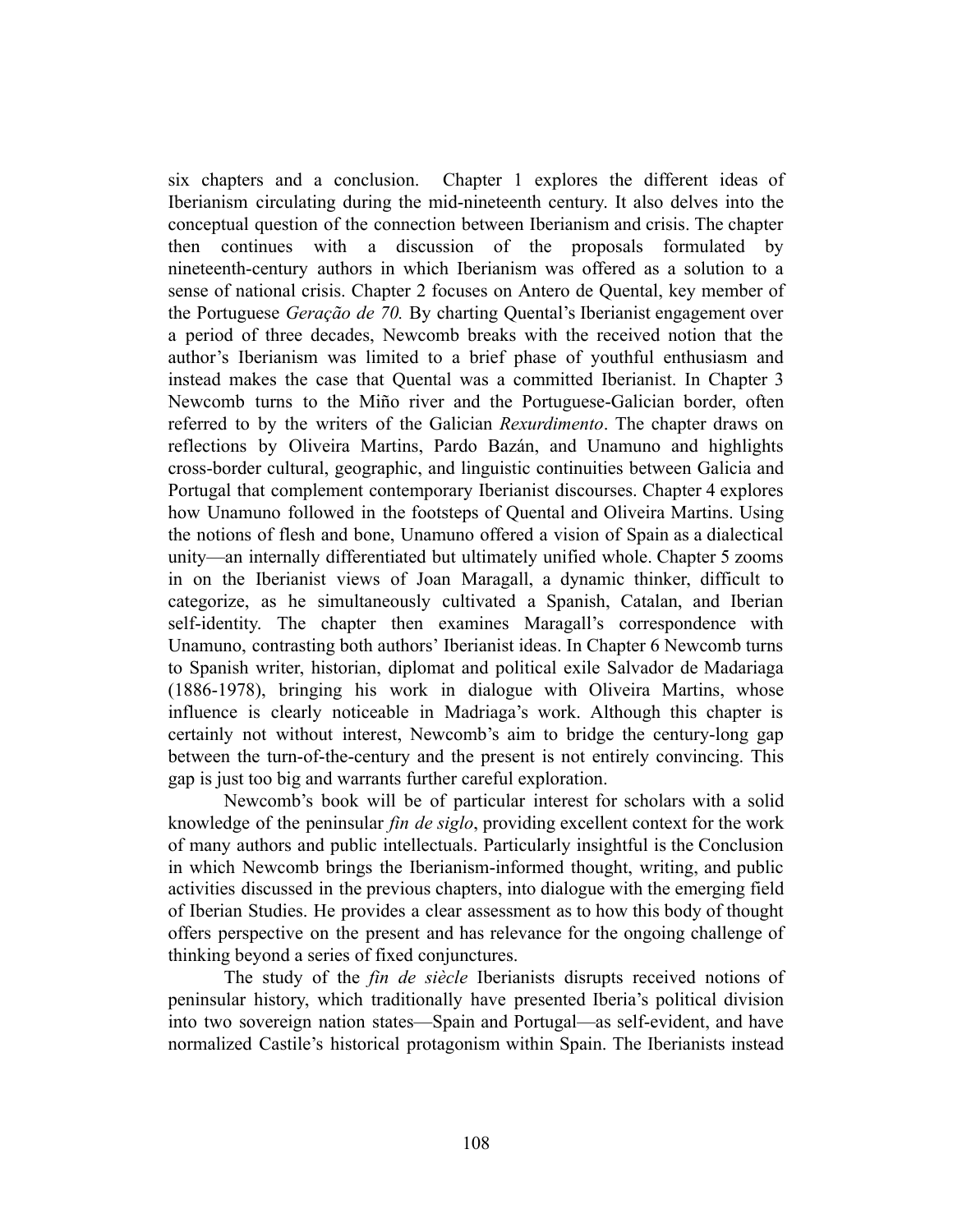six chapters and a conclusion. Chapter 1 explores the different ideas of Iberianism circulating during the mid-nineteenth century. It also delves into the conceptual question of the connection between Iberianism and crisis. The chapter then continues with a discussion of the proposals formulated by nineteenth-century authors in which Iberianism was offered as a solution to a sense of national crisis. Chapter 2 focuses on Antero de Quental, key member of the Portuguese *Geração de 70.* By charting Quental's Iberianist engagement over a period of three decades, Newcomb breaks with the received notion that the author's Iberianism was limited to a brief phase of youthful enthusiasm and instead makes the case that Quental was a committed Iberianist. In Chapter 3 Newcomb turns to the Miño river and the Portuguese-Galician border, often referred to by the writers of the Galician *Rexurdimento*. The chapter draws on reflections by Oliveira Martins, Pardo Bazán, and Unamuno and highlights cross-border cultural, geographic, and linguistic continuities between Galicia and Portugal that complement contemporary Iberianist discourses. Chapter 4 explores how Unamuno followed in the footsteps of Quental and Oliveira Martins. Using the notions of flesh and bone, Unamuno offered a vision of Spain as a dialectical unity—an internally differentiated but ultimately unified whole. Chapter 5 zooms in on the Iberianist views of Joan Maragall, a dynamic thinker, difficult to categorize, as he simultaneously cultivated a Spanish, Catalan, and Iberian self-identity. The chapter then examines Maragall's correspondence with Unamuno, contrasting both authors' Iberianist ideas. In Chapter 6 Newcomb turns to Spanish writer, historian, diplomat and political exile Salvador de Madariaga (1886-1978), bringing his work in dialogue with Oliveira Martins, whose influence is clearly noticeable in Madriaga's work. Although this chapter is certainly not without interest, Newcomb's aim to bridge the century-long gap between the turn-of-the-century and the present is not entirely convincing. This gap is just too big and warrants further careful exploration.

Newcomb's book will be of particular interest for scholars with a solid knowledge of the peninsular *fin de siglo*, providing excellent context for the work of many authors and public intellectuals. Particularly insightful is the Conclusion in which Newcomb brings the Iberianism-informed thought, writing, and public activities discussed in the previous chapters, into dialogue with the emerging field of Iberian Studies. He provides a clear assessment as to how this body of thought offers perspective on the present and has relevance for the ongoing challenge of thinking beyond a series of fixed conjunctures.

The study of the *fin de siècle* Iberianists disrupts received notions of peninsular history, which traditionally have presented Iberia's political division into two sovereign nation states—Spain and Portugal—as self-evident, and have normalized Castile's historical protagonism within Spain. The Iberianists instead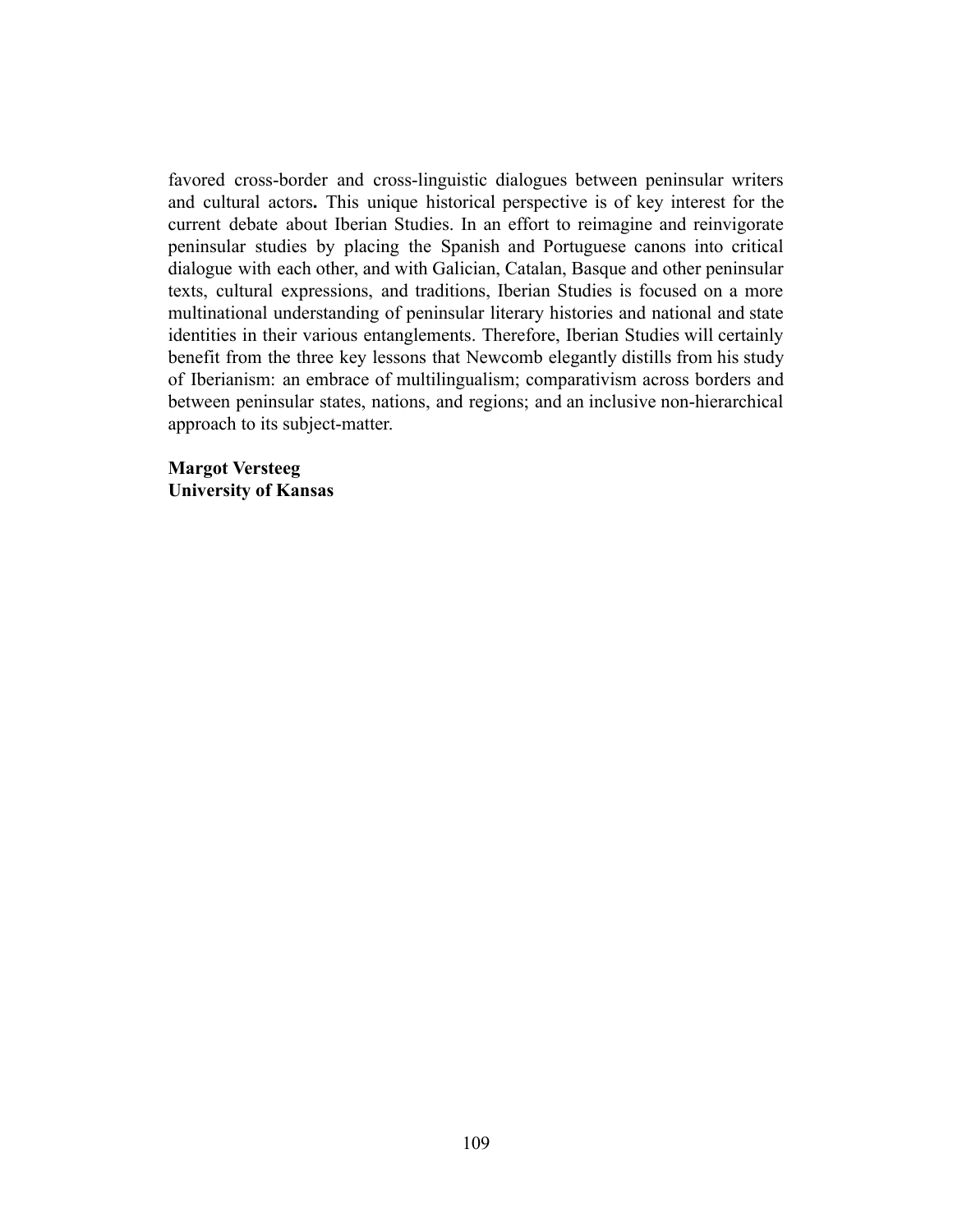favored cross-border and cross-linguistic dialogues between peninsular writers and cultural actors**.** This unique historical perspective is of key interest for the current debate about Iberian Studies. In an effort to reimagine and reinvigorate peninsular studies by placing the Spanish and Portuguese canons into critical dialogue with each other, and with Galician, Catalan, Basque and other peninsular texts, cultural expressions, and traditions, Iberian Studies is focused on a more multinational understanding of peninsular literary histories and national and state identities in their various entanglements. Therefore, Iberian Studies will certainly benefit from the three key lessons that Newcomb elegantly distills from his study of Iberianism: an embrace of multilingualism; comparativism across borders and between peninsular states, nations, and regions; and an inclusive non-hierarchical approach to its subject-matter.

**Margot Versteeg**
**University of Kansas**